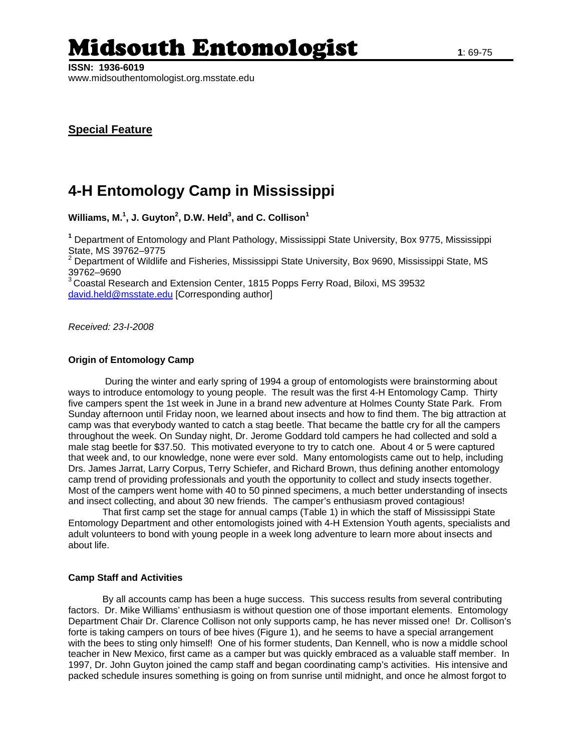# Midsouth Entomologist

**ISSN: 1936-6019**
www.midsouthentomologist.org.msstate.edu

**Special Feature**

## 4-H Entomology Camp in Mississippi

**Williams, M.[1], J. Guyton[2], D.W. Held[3], and C. Collison[1]**

[1] Department of Entomology and Plant Pathology, Mississippi State University, Box 9775, Mississippi State, MS 39762–9775
[2] Department of Wildlife and Fisheries, Mississippi State University, Box 9690, Mississippi State, MS 39762–9690
[3] Coastal Research and Extension Center, 1815 Popps Ferry Road, Biloxi, MS 39532
david.held@msstate.edu [Corresponding author]

*Received: 23-I-2008*

### Origin of Entomology Camp

During the winter and early spring of 1994 a group of entomologists were brainstorming about ways to introduce entomology to young people. The result was the first 4-H Entomology Camp. Thirty five campers spent the 1st week in June in a brand new adventure at Holmes County State Park. From Sunday afternoon until Friday noon, we learned about insects and how to find them. The big attraction at camp was that everybody wanted to catch a stag beetle. That became the battle cry for all the campers throughout the week. On Sunday night, Dr. Jerome Goddard told campers he had collected and sold a male stag beetle for $37.50. This motivated everyone to try to catch one. About 4 or 5 were captured that week and, to our knowledge, none were ever sold. Many entomologists came out to help, including Drs. James Jarrat, Larry Corpus, Terry Schiefer, and Richard Brown, thus defining another entomology camp trend of providing professionals and youth the opportunity to collect and study insects together. Most of the campers went home with 40 to 50 pinned specimens, a much better understanding of insects and insect collecting, and about 30 new friends. The camper's enthusiasm proved contagious!

That first camp set the stage for annual camps (Table 1) in which the staff of Mississippi State Entomology Department and other entomologists joined with 4-H Extension Youth agents, specialists and adult volunteers to bond with young people in a week long adventure to learn more about insects and about life.

### Camp Staff and Activities

By all accounts camp has been a huge success. This success results from several contributing factors. Dr. Mike Williams' enthusiasm is without question one of those important elements. Entomology Department Chair Dr. Clarence Collison not only supports camp, he has never missed one! Dr. Collison's forte is taking campers on tours of bee hives (Figure 1), and he seems to have a special arrangement with the bees to sting only himself! One of his former students, Dan Kennell, who is now a middle school teacher in New Mexico, first came as a camper but was quickly embraced as a valuable staff member. In 1997, Dr. John Guyton joined the camp staff and began coordinating camp's activities. His intensive and packed schedule insures something is going on from sunrise until midnight, and once he almost forgot to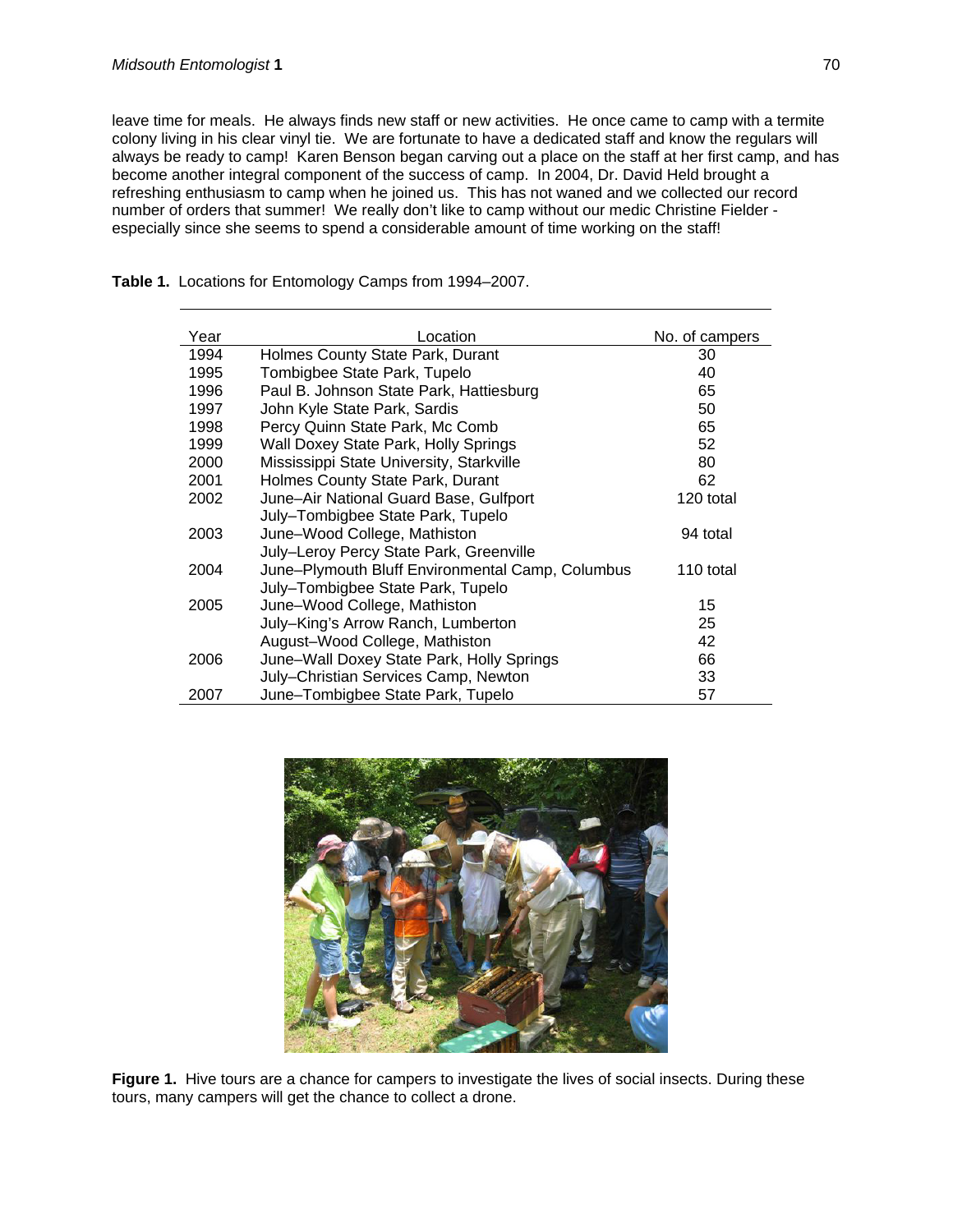leave time for meals. He always finds new staff or new activities. He once came to camp with a termite colony living in his clear vinyl tie. We are fortunate to have a dedicated staff and know the regulars will always be ready to camp! Karen Benson began carving out a place on the staff at her first camp, and has become another integral component of the success of camp. In 2004, Dr. David Held brought a refreshing enthusiasm to camp when he joined us. This has not waned and we collected our record number of orders that summer! We really don't like to camp without our medic Christine Fielder - especially since she seems to spend a considerable amount of time working on the staff!

**Table 1.** Locations for Entomology Camps from 1994–2007.

| Year | Location | No. of campers |
|---|---|---|
| 1994 | Holmes County State Park, Durant | 30 |
| 1995 | Tombigbee State Park, Tupelo | 40 |
| 1996 | Paul B. Johnson State Park, Hattiesburg | 65 |
| 1997 | John Kyle State Park, Sardis | 50 |
| 1998 | Percy Quinn State Park, Mc Comb | 65 |
| 1999 | Wall Doxey State Park, Holly Springs | 52 |
| 2000 | Mississippi State University, Starkville | 80 |
| 2001 | Holmes County State Park, Durant | 62 |
| 2002 | June–Air National Guard Base, Gulfport | 120 total |
| | July–Tombigbee State Park, Tupelo | |
| 2003 | June–Wood College, Mathiston | 94 total |
| | July–Leroy Percy State Park, Greenville | |
| 2004 | June–Plymouth Bluff Environmental Camp, Columbus | 110 total |
| | July–Tombigbee State Park, Tupelo | |
| 2005 | June–Wood College, Mathiston | 15 |
| | July–King's Arrow Ranch, Lumberton | 25 |
| | August–Wood College, Mathiston | 42 |
| 2006 | June–Wall Doxey State Park, Holly Springs | 66 |
| | July–Christian Services Camp, Newton | 33 |
| 2007 | June–Tombigbee State Park, Tupelo | 57 |

**Figure 1.** Hive tours are a chance for campers to investigate the lives of social insects. During these tours, many campers will get the chance to collect a drone.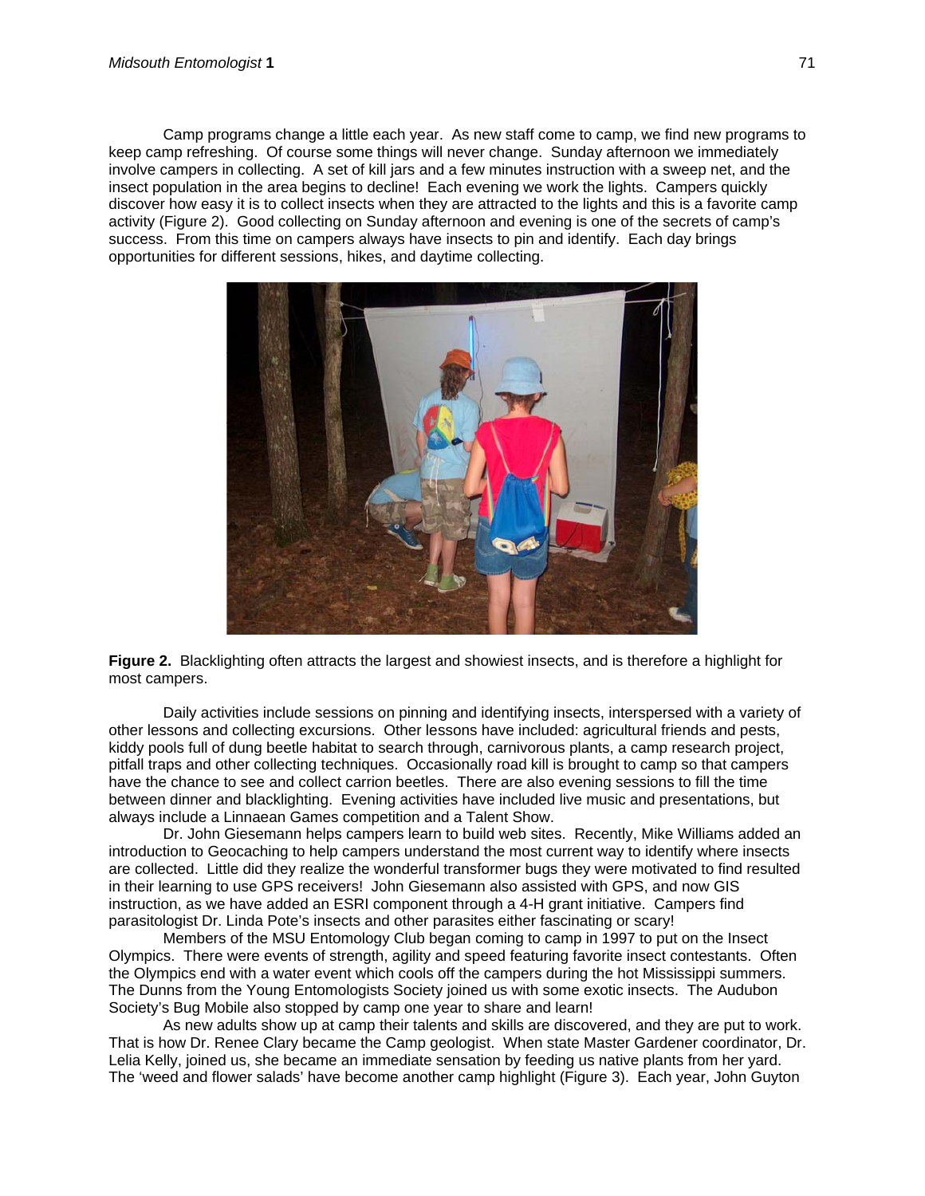Camp programs change a little each year. As new staff come to camp, we find new programs to keep camp refreshing. Of course some things will never change. Sunday afternoon we immediately involve campers in collecting. A set of kill jars and a few minutes instruction with a sweep net, and the insect population in the area begins to decline! Each evening we work the lights. Campers quickly discover how easy it is to collect insects when they are attracted to the lights and this is a favorite camp activity (Figure 2). Good collecting on Sunday afternoon and evening is one of the secrets of camp's success. From this time on campers always have insects to pin and identify. Each day brings opportunities for different sessions, hikes, and daytime collecting.

**Figure 2.** Blacklighting often attracts the largest and showiest insects, and is therefore a highlight for most campers.

Daily activities include sessions on pinning and identifying insects, interspersed with a variety of other lessons and collecting excursions. Other lessons have included: agricultural friends and pests, kiddy pools full of dung beetle habitat to search through, carnivorous plants, a camp research project, pitfall traps and other collecting techniques. Occasionally road kill is brought to camp so that campers have the chance to see and collect carrion beetles. There are also evening sessions to fill the time between dinner and blacklighting. Evening activities have included live music and presentations, but always include a Linnaean Games competition and a Talent Show.

Dr. John Giesemann helps campers learn to build web sites. Recently, Mike Williams added an introduction to Geocaching to help campers understand the most current way to identify where insects are collected. Little did they realize the wonderful transformer bugs they were motivated to find resulted in their learning to use GPS receivers! John Giesemann also assisted with GPS, and now GIS instruction, as we have added an ESRI component through a 4-H grant initiative. Campers find parasitologist Dr. Linda Pote's insects and other parasites either fascinating or scary!

Members of the MSU Entomology Club began coming to camp in 1997 to put on the Insect Olympics. There were events of strength, agility and speed featuring favorite insect contestants. Often the Olympics end with a water event which cools off the campers during the hot Mississippi summers. The Dunns from the Young Entomologists Society joined us with some exotic insects. The Audubon Society's Bug Mobile also stopped by camp one year to share and learn!

As new adults show up at camp their talents and skills are discovered, and they are put to work. That is how Dr. Renee Clary became the Camp geologist. When state Master Gardener coordinator, Dr. Lelia Kelly, joined us, she became an immediate sensation by feeding us native plants from her yard. The 'weed and flower salads' have become another camp highlight (Figure 3). Each year, John Guyton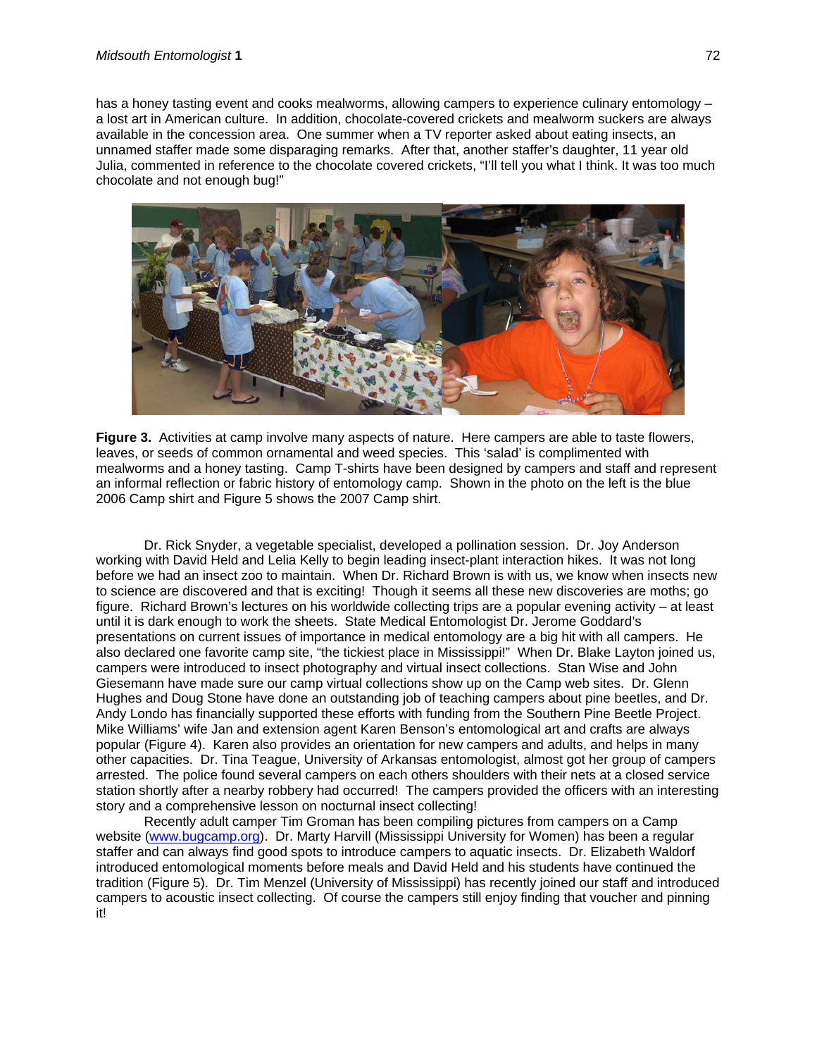has a honey tasting event and cooks mealworms, allowing campers to experience culinary entomology – a lost art in American culture. In addition, chocolate-covered crickets and mealworm suckers are always available in the concession area. One summer when a TV reporter asked about eating insects, an unnamed staffer made some disparaging remarks. After that, another staffer's daughter, 11 year old Julia, commented in reference to the chocolate covered crickets, "I'll tell you what I think. It was too much chocolate and not enough bug!"

**Figure 3.** Activities at camp involve many aspects of nature. Here campers are able to taste flowers, leaves, or seeds of common ornamental and weed species. This 'salad' is complimented with mealworms and a honey tasting. Camp T-shirts have been designed by campers and staff and represent an informal reflection or fabric history of entomology camp. Shown in the photo on the left is the blue 2006 Camp shirt and Figure 5 shows the 2007 Camp shirt.

Dr. Rick Snyder, a vegetable specialist, developed a pollination session. Dr. Joy Anderson working with David Held and Lelia Kelly to begin leading insect-plant interaction hikes. It was not long before we had an insect zoo to maintain. When Dr. Richard Brown is with us, we know when insects new to science are discovered and that is exciting! Though it seems all these new discoveries are moths; go figure. Richard Brown's lectures on his worldwide collecting trips are a popular evening activity – at least until it is dark enough to work the sheets. State Medical Entomologist Dr. Jerome Goddard's presentations on current issues of importance in medical entomology are a big hit with all campers. He also declared one favorite camp site, "the tickiest place in Mississippi!" When Dr. Blake Layton joined us, campers were introduced to insect photography and virtual insect collections. Stan Wise and John Giesemann have made sure our camp virtual collections show up on the Camp web sites. Dr. Glenn Hughes and Doug Stone have done an outstanding job of teaching campers about pine beetles, and Dr. Andy Londo has financially supported these efforts with funding from the Southern Pine Beetle Project. Mike Williams' wife Jan and extension agent Karen Benson's entomological art and crafts are always popular (Figure 4). Karen also provides an orientation for new campers and adults, and helps in many other capacities. Dr. Tina Teague, University of Arkansas entomologist, almost got her group of campers arrested. The police found several campers on each others shoulders with their nets at a closed service station shortly after a nearby robbery had occurred! The campers provided the officers with an interesting story and a comprehensive lesson on nocturnal insect collecting!

Recently adult camper Tim Groman has been compiling pictures from campers on a Camp website (www.bugcamp.org). Dr. Marty Harvill (Mississippi University for Women) has been a regular staffer and can always find good spots to introduce campers to aquatic insects. Dr. Elizabeth Waldorf introduced entomological moments before meals and David Held and his students have continued the tradition (Figure 5). Dr. Tim Menzel (University of Mississippi) has recently joined our staff and introduced campers to acoustic insect collecting. Of course the campers still enjoy finding that voucher and pinning it!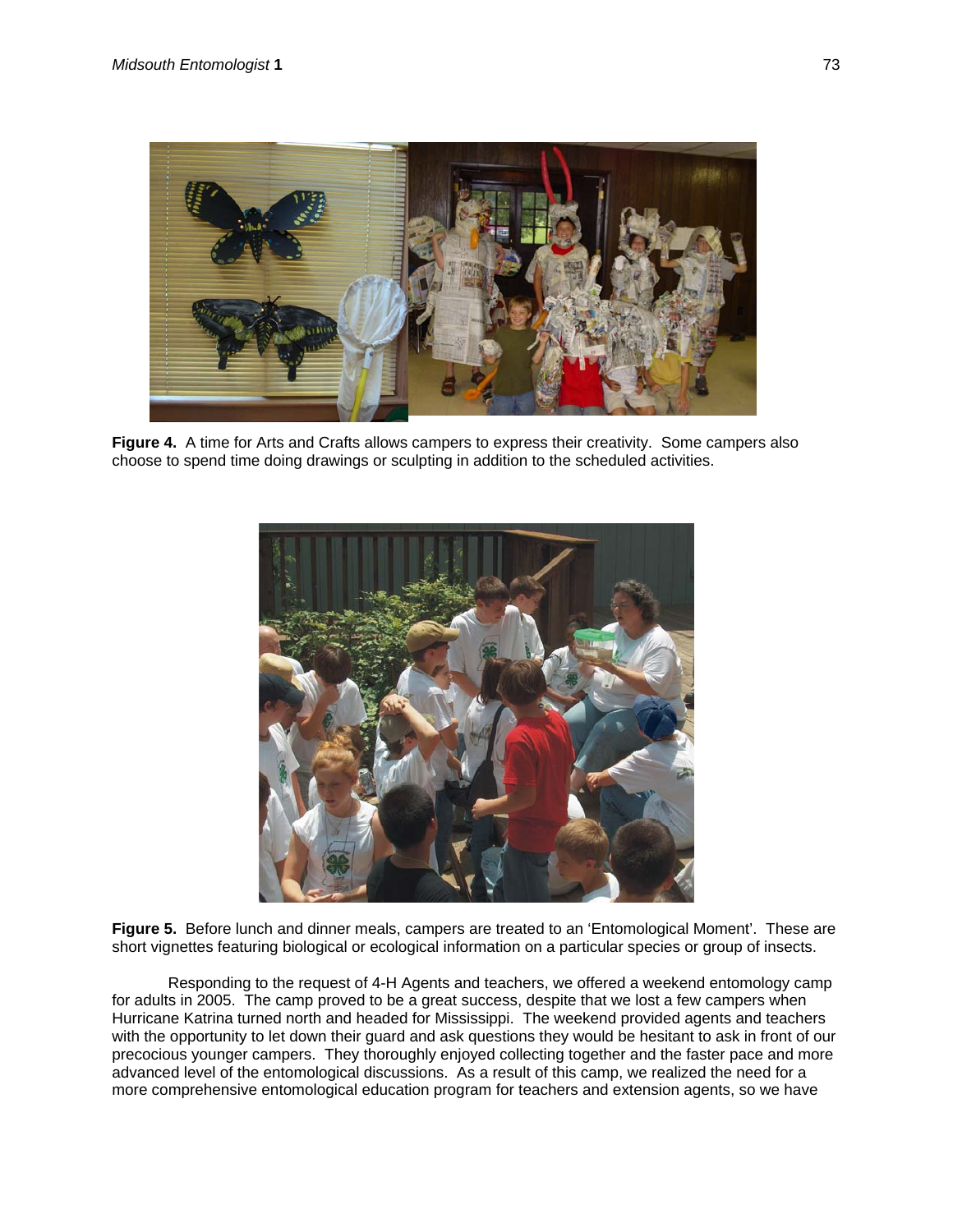**Figure 4.** A time for Arts and Crafts allows campers to express their creativity. Some campers also choose to spend time doing drawings or sculpting in addition to the scheduled activities.

**Figure 5.** Before lunch and dinner meals, campers are treated to an 'Entomological Moment'. These are short vignettes featuring biological or ecological information on a particular species or group of insects.

Responding to the request of 4-H Agents and teachers, we offered a weekend entomology camp for adults in 2005. The camp proved to be a great success, despite that we lost a few campers when Hurricane Katrina turned north and headed for Mississippi. The weekend provided agents and teachers with the opportunity to let down their guard and ask questions they would be hesitant to ask in front of our precocious younger campers. They thoroughly enjoyed collecting together and the faster pace and more advanced level of the entomological discussions. As a result of this camp, we realized the need for a more comprehensive entomological education program for teachers and extension agents, so we have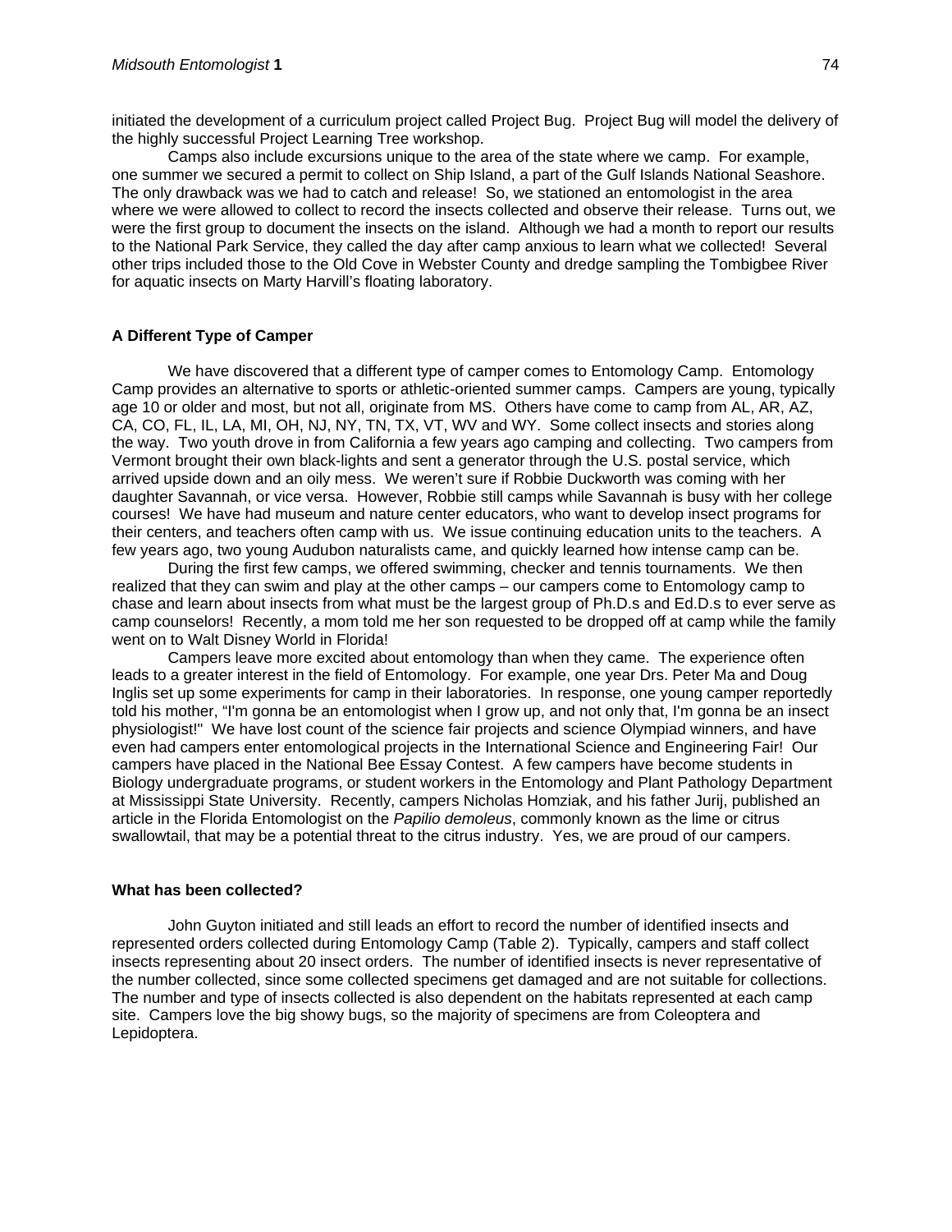initiated the development of a curriculum project called Project Bug. Project Bug will model the delivery of the highly successful Project Learning Tree workshop.

Camps also include excursions unique to the area of the state where we camp. For example, one summer we secured a permit to collect on Ship Island, a part of the Gulf Islands National Seashore. The only drawback was we had to catch and release! So, we stationed an entomologist in the area where we were allowed to collect to record the insects collected and observe their release. Turns out, we were the first group to document the insects on the island. Although we had a month to report our results to the National Park Service, they called the day after camp anxious to learn what we collected! Several other trips included those to the Old Cove in Webster County and dredge sampling the Tombigbee River for aquatic insects on Marty Harvill's floating laboratory.

### A Different Type of Camper

We have discovered that a different type of camper comes to Entomology Camp. Entomology Camp provides an alternative to sports or athletic-oriented summer camps. Campers are young, typically age 10 or older and most, but not all, originate from MS. Others have come to camp from AL, AR, AZ, CA, CO, FL, IL, LA, MI, OH, NJ, NY, TN, TX, VT, WV and WY. Some collect insects and stories along the way. Two youth drove in from California a few years ago camping and collecting. Two campers from Vermont brought their own black-lights and sent a generator through the U.S. postal service, which arrived upside down and an oily mess. We weren't sure if Robbie Duckworth was coming with her daughter Savannah, or vice versa. However, Robbie still camps while Savannah is busy with her college courses! We have had museum and nature center educators, who want to develop insect programs for their centers, and teachers often camp with us. We issue continuing education units to the teachers. A few years ago, two young Audubon naturalists came, and quickly learned how intense camp can be.

During the first few camps, we offered swimming, checker and tennis tournaments. We then realized that they can swim and play at the other camps – our campers come to Entomology camp to chase and learn about insects from what must be the largest group of Ph.D.s and Ed.D.s to ever serve as camp counselors! Recently, a mom told me her son requested to be dropped off at camp while the family went on to Walt Disney World in Florida!

Campers leave more excited about entomology than when they came. The experience often leads to a greater interest in the field of Entomology. For example, one year Drs. Peter Ma and Doug Inglis set up some experiments for camp in their laboratories. In response, one young camper reportedly told his mother, "I'm gonna be an entomologist when I grow up, and not only that, I'm gonna be an insect physiologist!" We have lost count of the science fair projects and science Olympiad winners, and have even had campers enter entomological projects in the International Science and Engineering Fair! Our campers have placed in the National Bee Essay Contest. A few campers have become students in Biology undergraduate programs, or student workers in the Entomology and Plant Pathology Department at Mississippi State University. Recently, campers Nicholas Homziak, and his father Jurij, published an article in the Florida Entomologist on the *Papilio demoleus*, commonly known as the lime or citrus swallowtail, that may be a potential threat to the citrus industry. Yes, we are proud of our campers.

### What has been collected?

John Guyton initiated and still leads an effort to record the number of identified insects and represented orders collected during Entomology Camp (Table 2). Typically, campers and staff collect insects representing about 20 insect orders. The number of identified insects is never representative of the number collected, since some collected specimens get damaged and are not suitable for collections. The number and type of insects collected is also dependent on the habitats represented at each camp site. Campers love the big showy bugs, so the majority of specimens are from Coleoptera and Lepidoptera.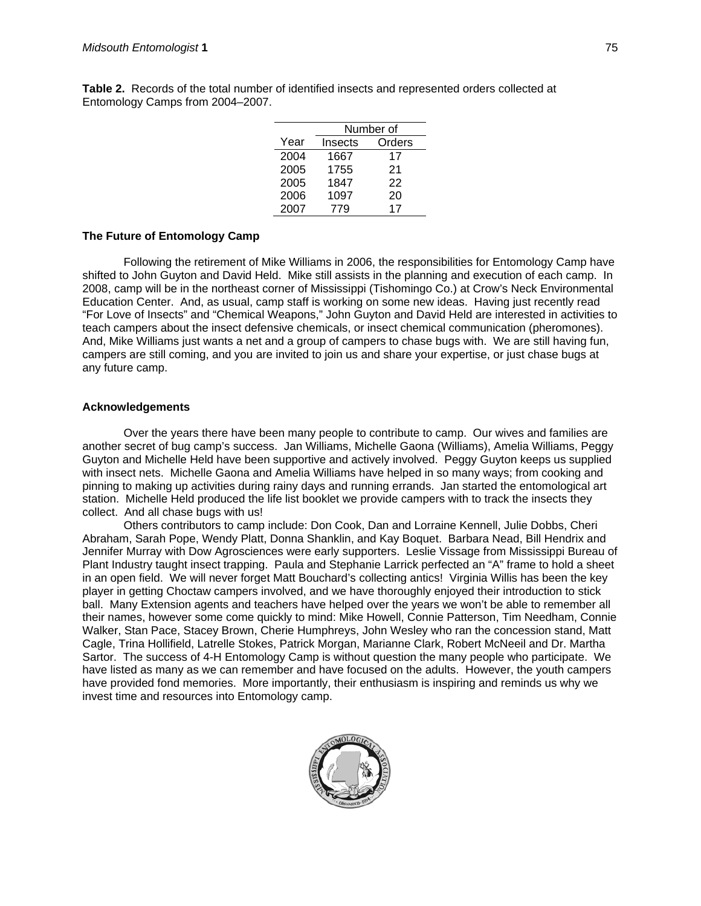**Table 2.** Records of the total number of identified insects and represented orders collected at Entomology Camps from 2004–2007.

| | Number of | |
|---|---|---|
| Year | Insects | Orders |
| 2004 | 1667 | 17 |
| 2005 | 1755 | 21 |
| 2005 | 1847 | 22 |
| 2006 | 1097 | 20 |
| 2007 | 779 | 17 |

### The Future of Entomology Camp

Following the retirement of Mike Williams in 2006, the responsibilities for Entomology Camp have shifted to John Guyton and David Held. Mike still assists in the planning and execution of each camp. In 2008, camp will be in the northeast corner of Mississippi (Tishomingo Co.) at Crow's Neck Environmental Education Center. And, as usual, camp staff is working on some new ideas. Having just recently read "For Love of Insects" and "Chemical Weapons," John Guyton and David Held are interested in activities to teach campers about the insect defensive chemicals, or insect chemical communication (pheromones). And, Mike Williams just wants a net and a group of campers to chase bugs with. We are still having fun, campers are still coming, and you are invited to join us and share your expertise, or just chase bugs at any future camp.

### Acknowledgements

Over the years there have been many people to contribute to camp. Our wives and families are another secret of bug camp's success. Jan Williams, Michelle Gaona (Williams), Amelia Williams, Peggy Guyton and Michelle Held have been supportive and actively involved. Peggy Guyton keeps us supplied with insect nets. Michelle Gaona and Amelia Williams have helped in so many ways; from cooking and pinning to making up activities during rainy days and running errands. Jan started the entomological art station. Michelle Held produced the life list booklet we provide campers with to track the insects they collect. And all chase bugs with us!

Others contributors to camp include: Don Cook, Dan and Lorraine Kennell, Julie Dobbs, Cheri Abraham, Sarah Pope, Wendy Platt, Donna Shanklin, and Kay Boquet. Barbara Nead, Bill Hendrix and Jennifer Murray with Dow Agrosciences were early supporters. Leslie Vissage from Mississippi Bureau of Plant Industry taught insect trapping. Paula and Stephanie Larrick perfected an "A" frame to hold a sheet in an open field. We will never forget Matt Bouchard's collecting antics! Virginia Willis has been the key player in getting Choctaw campers involved, and we have thoroughly enjoyed their introduction to stick ball. Many Extension agents and teachers have helped over the years we won't be able to remember all their names, however some come quickly to mind: Mike Howell, Connie Patterson, Tim Needham, Connie Walker, Stan Pace, Stacey Brown, Cherie Humphreys, John Wesley who ran the concession stand, Matt Cagle, Trina Hollifield, Latrelle Stokes, Patrick Morgan, Marianne Clark, Robert McNeeil and Dr. Martha Sartor. The success of 4-H Entomology Camp is without question the many people who participate. We have listed as many as we can remember and have focused on the adults. However, the youth campers have provided fond memories. More importantly, their enthusiasm is inspiring and reminds us why we invest time and resources into Entomology camp.